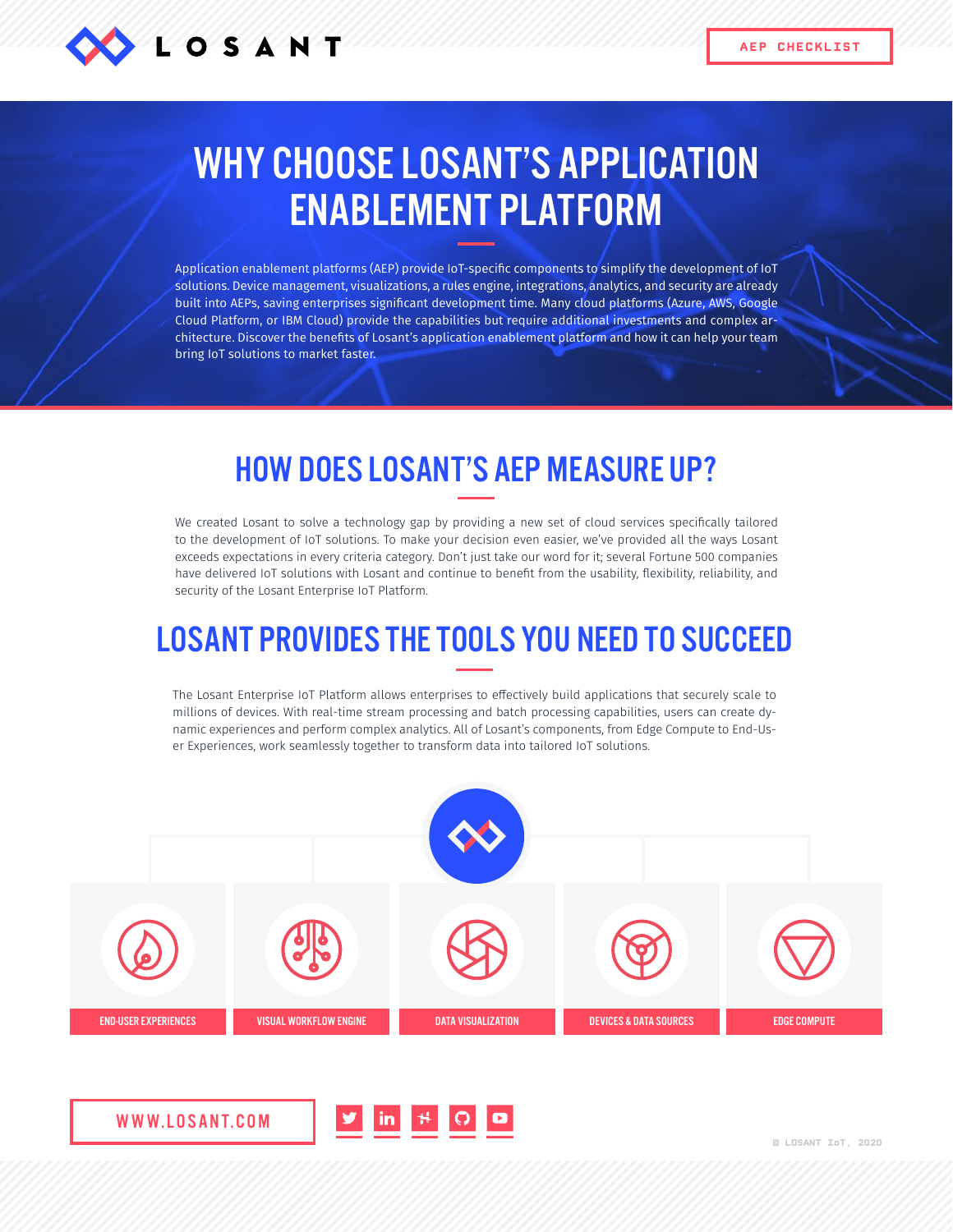LOSANT

AEP CHECKLIST

# WHY CHOOSE LOSANT'S APPLICATION ENABLEMENT PLATFORM

Application enablement platforms (AEP) provide IoT-specific components to simplify the development of IoT solutions. Device management, visualizations, a rules engine, integrations, analytics, and security are already built into AEPs, saving enterprises significant development time. Many cloud platforms (Azure, AWS, Google Cloud Platform, or IBM Cloud) provide the capabilities but require additional investments and complex architecture. Discover the benefits of Losant's application enablement platform and how it can help your team bring IoT solutions to market faster.

## HOW DOES LOSANT'S AEP MEASURE UP?

We created Losant to solve a technology gap by providing a new set of cloud services specifically tailored to the development of IoT solutions. To make your decision even easier, we've provided all the ways Losant exceeds expectations in every criteria category. Don't just take our word for it; several Fortune 500 companies have delivered IoT solutions with Losant and continue to benefit from the usability, flexibility, reliability, and security of the Losant Enterprise IoT Platform.

## LOSANT PROVIDES THE TOOLS YOU NEED TO SUCCEED

The Losant Enterprise IoT Platform allows enterprises to effectively build applications that securely scale to millions of devices. With real-time stream processing and batch processing capabilities, users can create dynamic experiences and perform complex analytics. All of Losant's components, from Edge Compute to End-User Experiences, work seamlessly together to transform data into tailored IoT solutions.

- END-USER EXPERIENCES
- VISUAL WORKFLOW ENGINE
- DATA VISUALIZATION
- DEVICES & DATA SOURCES
- EDGE COMPUTE

WWW.LOSANT.COM

© LOSANT IoT, 2020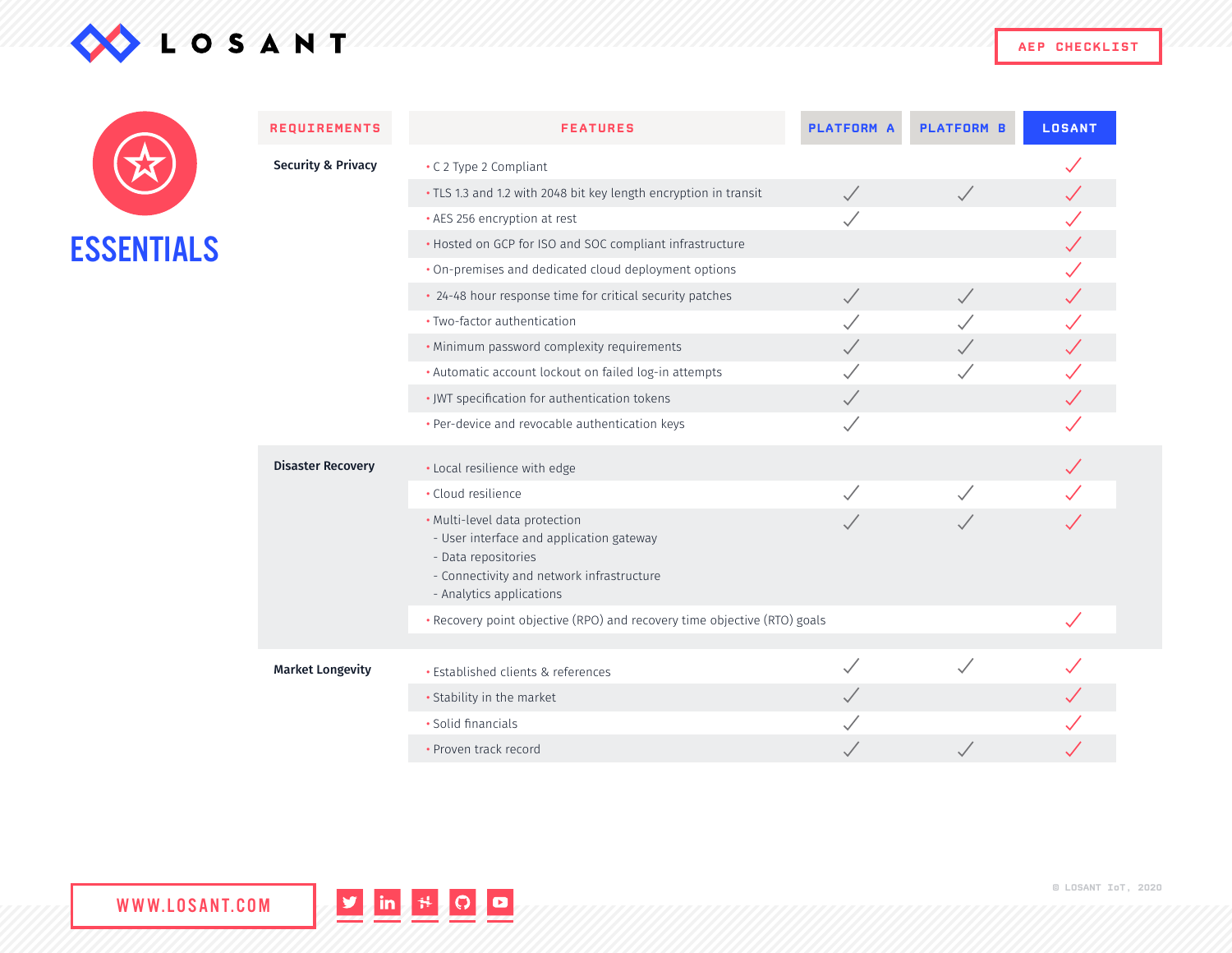AEP CHECKLIST

# ESSENTIALS

| REQUIREMENTS | FEATURES | PLATFORM A | PLATFORM B | LOSANT |
|---|---|---|---|---|
| Security & Privacy | • C 2 Type 2 Compliant | | | ✓ |
| | • TLS 1.3 and 1.2 with 2048 bit key length encryption in transit | ✓ | ✓ | ✓ |
| | • AES 256 encryption at rest | ✓ | | ✓ |
| | • Hosted on GCP for ISO and SOC compliant infrastructure | | | ✓ |
| | • On-premises and dedicated cloud deployment options | | | ✓ |
| | • 24-48 hour response time for critical security patches | ✓ | ✓ | ✓ |
| | • Two-factor authentication | ✓ | ✓ | ✓ |
| | • Minimum password complexity requirements | ✓ | ✓ | ✓ |
| | • Automatic account lockout on failed log-in attempts | ✓ | ✓ | ✓ |
| | • JWT specification for authentication tokens | ✓ | | ✓ |
| | • Per-device and revocable authentication keys | ✓ | | ✓ |
| Disaster Recovery | • Local resilience with edge | | | ✓ |
| | • Cloud resilience | ✓ | ✓ | ✓ |
| | • Multi-level data protection<br>- User interface and application gateway<br>- Data repositories<br>- Connectivity and network infrastructure<br>- Analytics applications | ✓ | ✓ | ✓ |
| | • Recovery point objective (RPO) and recovery time objective (RTO) goals | | | ✓ |
| Market Longevity | • Established clients & references | ✓ | ✓ | ✓ |
| | • Stability in the market | ✓ | | ✓ |
| | • Solid financials | ✓ | | ✓ |
| | • Proven track record | ✓ | ✓ | ✓ |

WWW.LOSANT.COM

© LOSANT IoT, 2020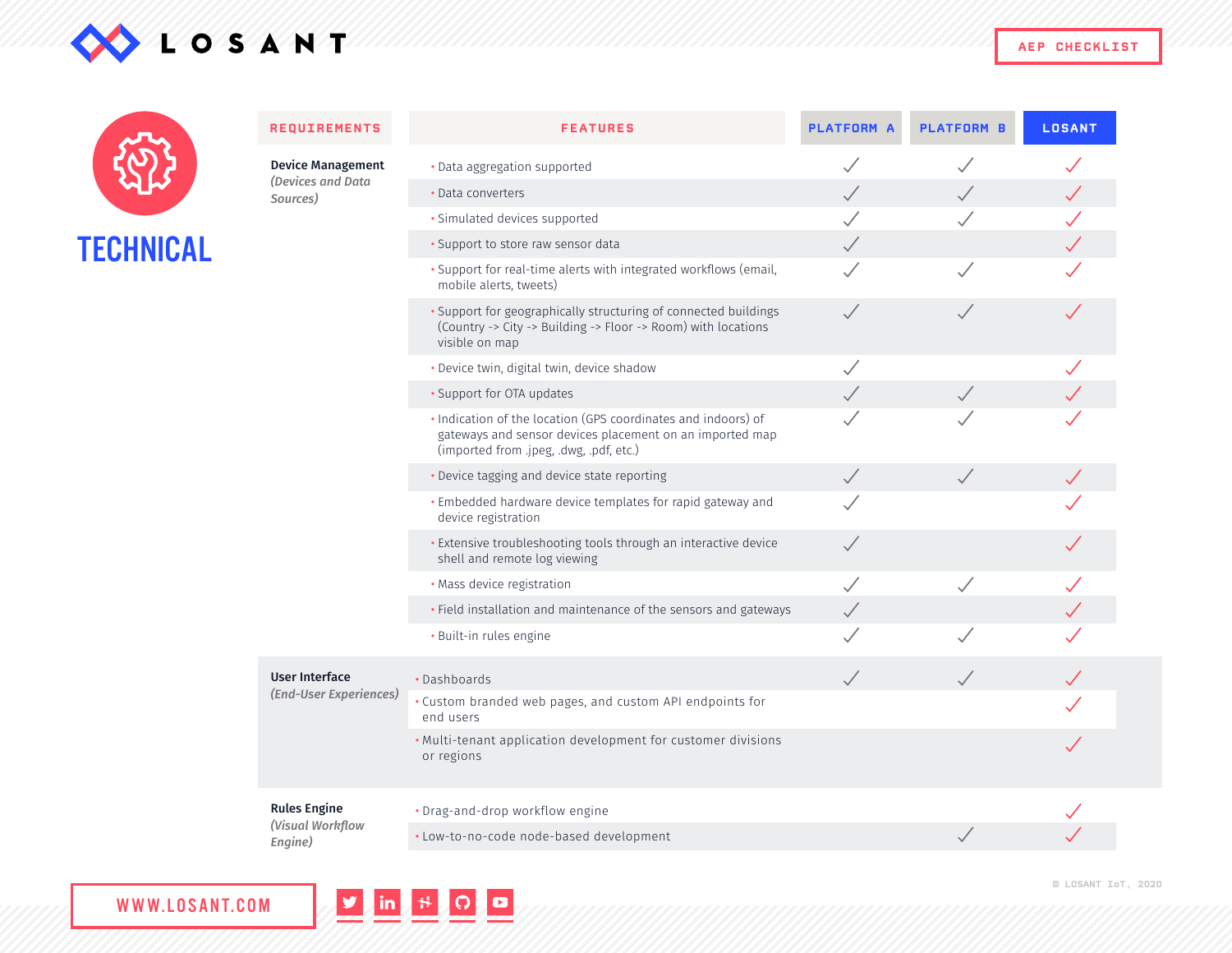LOSANT

AEP CHECKLIST

# TECHNICAL

| REQUIREMENTS | FEATURES | PLATFORM A | PLATFORM B | LOSANT |
|---|---|---|---|---|
| **Device Management** *(Devices and Data Sources)* | • Data aggregation supported | ✓ | ✓ | ✓ |
| | • Data converters | ✓ | ✓ | ✓ |
| | • Simulated devices supported | ✓ | ✓ | ✓ |
| | • Support to store raw sensor data | ✓ | | ✓ |
| | • Support for real-time alerts with integrated workflows (email, mobile alerts, tweets) | ✓ | ✓ | ✓ |
| | • Support for geographically structuring of connected buildings (Country -> City -> Building -> Floor -> Room) with locations visible on map | ✓ | ✓ | ✓ |
| | • Device twin, digital twin, device shadow | ✓ | | ✓ |
| | • Support for OTA updates | ✓ | ✓ | ✓ |
| | • Indication of the location (GPS coordinates and indoors) of gateways and sensor devices placement on an imported map (imported from .jpeg, .dwg, .pdf, etc.) | ✓ | ✓ | ✓ |
| | • Device tagging and device state reporting | ✓ | ✓ | ✓ |
| | • Embedded hardware device templates for rapid gateway and device registration | ✓ | | ✓ |
| | • Extensive troubleshooting tools through an interactive device shell and remote log viewing | ✓ | | ✓ |
| | • Mass device registration | ✓ | ✓ | ✓ |
| | • Field installation and maintenance of the sensors and gateways | ✓ | | ✓ |
| | • Built-in rules engine | ✓ | ✓ | ✓ |
| **User Interface** *(End-User Experiences)* | • Dashboards | ✓ | ✓ | ✓ |
| | • Custom branded web pages, and custom API endpoints for end users | | | ✓ |
| | • Multi-tenant application development for customer divisions or regions | | | ✓ |
| **Rules Engine** *(Visual Workflow Engine)* | • Drag-and-drop workflow engine | | | ✓ |
| | • Low-to-no-code node-based development | | ✓ | ✓ |

WWW.LOSANT.COM

© LOSANT IoT, 2020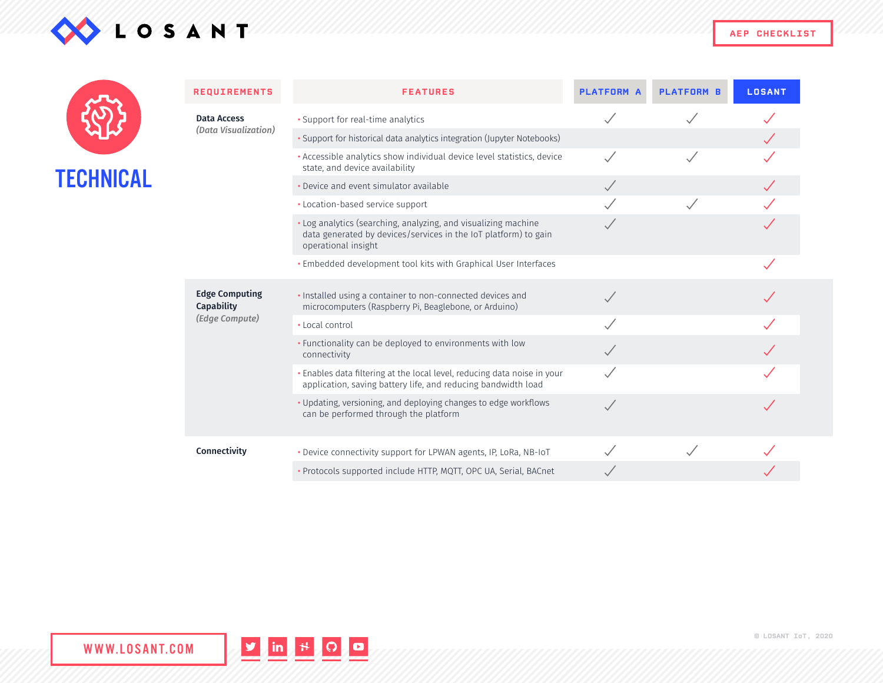# TECHNICAL

| REQUIREMENTS | FEATURES | PLATFORM A | PLATFORM B | LOSANT |
|---|---|---|---|---|
| **Data Access** *(Data Visualization)* | • Support for real-time analytics | ✓ | ✓ | ✓ |
| | • Support for historical data analytics integration (Jupyter Notebooks) | | | ✓ |
| | • Accessible analytics show individual device level statistics, device state, and device availability | ✓ | ✓ | ✓ |
| | • Device and event simulator available | ✓ | | ✓ |
| | • Location-based service support | ✓ | ✓ | ✓ |
| | • Log analytics (searching, analyzing, and visualizing machine data generated by devices/services in the IoT platform) to gain operational insight | ✓ | | ✓ |
| | • Embedded development tool kits with Graphical User Interfaces | | | ✓ |
| **Edge Computing Capability** *(Edge Compute)* | • Installed using a container to non-connected devices and microcomputers (Raspberry Pi, Beaglebone, or Arduino) | ✓ | | ✓ |
| | • Local control | ✓ | | ✓ |
| | • Functionality can be deployed to environments with low connectivity | ✓ | | ✓ |
| | • Enables data filtering at the local level, reducing data noise in your application, saving battery life, and reducing bandwidth load | ✓ | | ✓ |
| | • Updating, versioning, and deploying changes to edge workflows can be performed through the platform | ✓ | | ✓ |
| **Connectivity** | • Device connectivity support for LPWAN agents, IP, LoRa, NB-IoT | ✓ | ✓ | ✓ |
| | • Protocols supported include HTTP, MQTT, OPC UA, Serial, BACnet | ✓ | | ✓ |

WWW.LOSANT.COM

© LOSANT IoT, 2020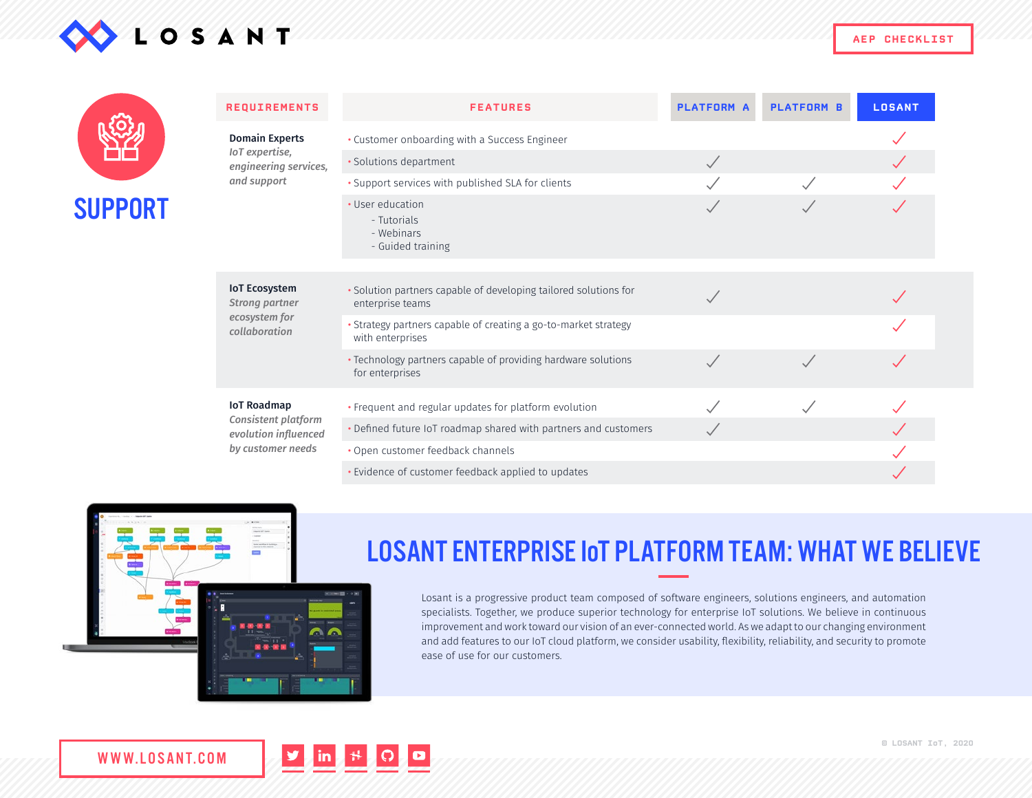# SUPPORT

| REQUIREMENTS | FEATURES | PLATFORM A | PLATFORM B | LOSANT |
|---|---|---|---|---|
| **Domain Experts** *IoT expertise, engineering services, and support* | • Customer onboarding with a Success Engineer | | | ✓ |
| | • Solutions department | ✓ | | ✓ |
| | • Support services with published SLA for clients | ✓ | ✓ | ✓ |
| | • User education - Tutorials - Webinars - Guided training | ✓ | ✓ | ✓ |
| **IoT Ecosystem** *Strong partner ecosystem for collaboration* | • Solution partners capable of developing tailored solutions for enterprise teams | ✓ | | ✓ |
| | • Strategy partners capable of creating a go-to-market strategy with enterprises | | | ✓ |
| | • Technology partners capable of providing hardware solutions for enterprises | ✓ | ✓ | ✓ |
| **IoT Roadmap** *Consistent platform evolution influenced by customer needs* | • Frequent and regular updates for platform evolution | ✓ | ✓ | ✓ |
| | • Defined future IoT roadmap shared with partners and customers | ✓ | | ✓ |
| | • Open customer feedback channels | | | ✓ |
| | • Evidence of customer feedback applied to updates | | | ✓ |

## LOSANT ENTERPRISE IoT PLATFORM TEAM: WHAT WE BELIEVE

Losant is a progressive product team composed of software engineers, solutions engineers, and automation specialists. Together, we produce superior technology for enterprise IoT solutions. We believe in continuous improvement and work toward our vision of an ever-connected world. As we adapt to our changing environment and add features to our IoT cloud platform, we consider usability, flexibility, reliability, and security to promote ease of use for our customers.

WWW.LOSANT.COM

© LOSANT IoT, 2020